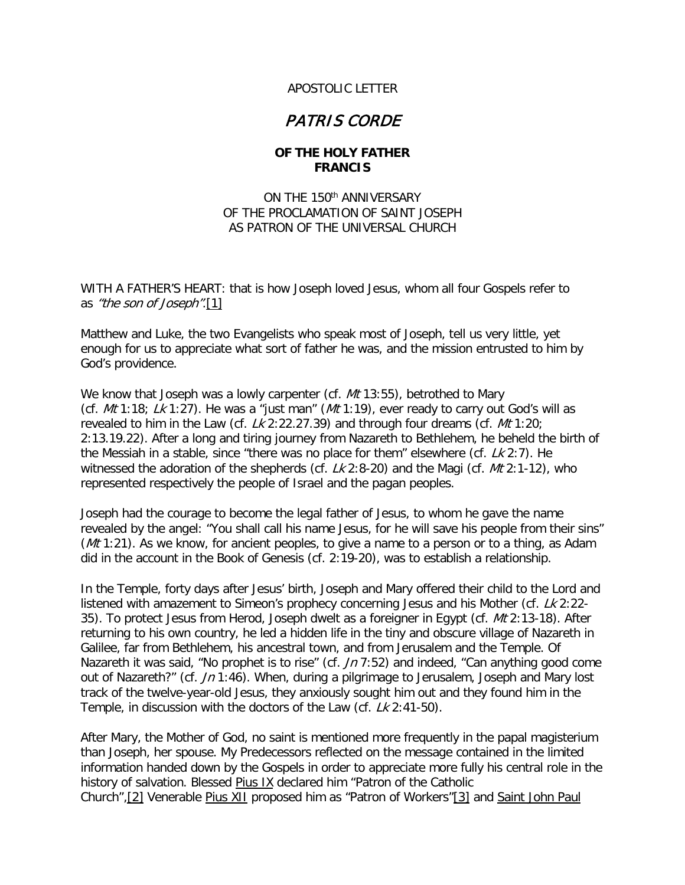APOSTOLIC LETTER

# *PATRIS CORDE*

**OF THE HOLY FATHER
FRANCIS**

ON THE 150th ANNIVERSARY
OF THE PROCLAMATION OF SAINT JOSEPH
AS PATRON OF THE UNIVERSAL CHURCH

WITH A FATHER'S HEART: that is how Joseph loved Jesus, whom all four Gospels refer to as *"the son of Joseph"*.[1]

Matthew and Luke, the two Evangelists who speak most of Joseph, tell us very little, yet enough for us to appreciate what sort of father he was, and the mission entrusted to him by God's providence.

We know that Joseph was a lowly carpenter (cf. *Mt* 13:55), betrothed to Mary (cf. *Mt* 1:18; *Lk* 1:27). He was a "just man" (*Mt* 1:19), ever ready to carry out God's will as revealed to him in the Law (cf. *Lk* 2:22.27.39) and through four dreams (cf. *Mt* 1:20; 2:13.19.22). After a long and tiring journey from Nazareth to Bethlehem, he beheld the birth of the Messiah in a stable, since "there was no place for them" elsewhere (cf. *Lk* 2:7). He witnessed the adoration of the shepherds (cf. *Lk* 2:8-20) and the Magi (cf. *Mt* 2:1-12), who represented respectively the people of Israel and the pagan peoples.

Joseph had the courage to become the legal father of Jesus, to whom he gave the name revealed by the angel: "You shall call his name Jesus, for he will save his people from their sins" (*Mt* 1:21). As we know, for ancient peoples, to give a name to a person or to a thing, as Adam did in the account in the Book of Genesis (cf. 2:19-20), was to establish a relationship.

In the Temple, forty days after Jesus' birth, Joseph and Mary offered their child to the Lord and listened with amazement to Simeon's prophecy concerning Jesus and his Mother (cf. *Lk* 2:22-35). To protect Jesus from Herod, Joseph dwelt as a foreigner in Egypt (cf. *Mt* 2:13-18). After returning to his own country, he led a hidden life in the tiny and obscure village of Nazareth in Galilee, far from Bethlehem, his ancestral town, and from Jerusalem and the Temple. Of Nazareth it was said, "No prophet is to rise" (cf. *Jn* 7:52) and indeed, "Can anything good come out of Nazareth?" (cf. *Jn* 1:46). When, during a pilgrimage to Jerusalem, Joseph and Mary lost track of the twelve-year-old Jesus, they anxiously sought him out and they found him in the Temple, in discussion with the doctors of the Law (cf. *Lk* 2:41-50).

After Mary, the Mother of God, no saint is mentioned more frequently in the papal magisterium than Joseph, her spouse. My Predecessors reflected on the message contained in the limited information handed down by the Gospels in order to appreciate more fully his central role in the history of salvation. Blessed Pius IX declared him "Patron of the Catholic Church",[2] Venerable Pius XII proposed him as "Patron of Workers"[3] and Saint John Paul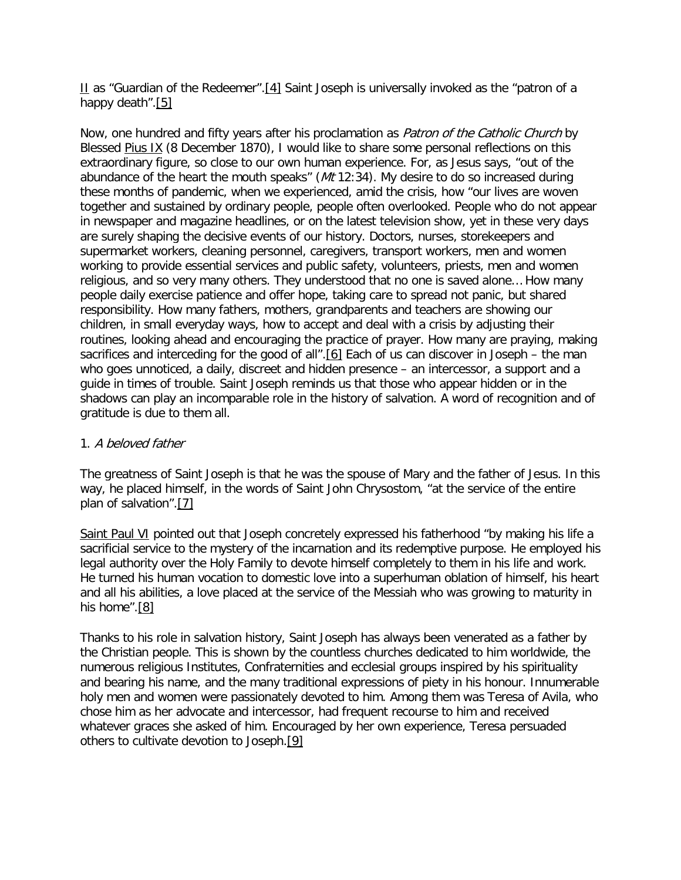II as “Guardian of the Redeemer”.[4] Saint Joseph is universally invoked as the “patron of a happy death”.[5]

Now, one hundred and fifty years after his proclamation as *Patron of the Catholic Church* by Blessed Pius IX (8 December 1870), I would like to share some personal reflections on this extraordinary figure, so close to our own human experience. For, as Jesus says, “out of the abundance of the heart the mouth speaks” (*Mt* 12:34). My desire to do so increased during these months of pandemic, when we experienced, amid the crisis, how “our lives are woven together and sustained by ordinary people, people often overlooked. People who do not appear in newspaper and magazine headlines, or on the latest television show, yet in these very days are surely shaping the decisive events of our history. Doctors, nurses, storekeepers and supermarket workers, cleaning personnel, caregivers, transport workers, men and women working to provide essential services and public safety, volunteers, priests, men and women religious, and so very many others. They understood that no one is saved alone... How many people daily exercise patience and offer hope, taking care to spread not panic, but shared responsibility. How many fathers, mothers, grandparents and teachers are showing our children, in small everyday ways, how to accept and deal with a crisis by adjusting their routines, looking ahead and encouraging the practice of prayer. How many are praying, making sacrifices and interceding for the good of all”.[6] Each of us can discover in Joseph – the man who goes unnoticed, a daily, discreet and hidden presence – an intercessor, a support and a guide in times of trouble. Saint Joseph reminds us that those who appear hidden or in the shadows can play an incomparable role in the history of salvation. A word of recognition and of gratitude is due to them all.

## 1. *A beloved father*

The greatness of Saint Joseph is that he was the spouse of Mary and the father of Jesus. In this way, he placed himself, in the words of Saint John Chrysostom, “at the service of the entire plan of salvation”.[7]

Saint Paul VI pointed out that Joseph concretely expressed his fatherhood “by making his life a sacrificial service to the mystery of the incarnation and its redemptive purpose. He employed his legal authority over the Holy Family to devote himself completely to them in his life and work. He turned his human vocation to domestic love into a superhuman oblation of himself, his heart and all his abilities, a love placed at the service of the Messiah who was growing to maturity in his home”.[8]

Thanks to his role in salvation history, Saint Joseph has always been venerated as a father by the Christian people. This is shown by the countless churches dedicated to him worldwide, the numerous religious Institutes, Confraternities and ecclesial groups inspired by his spirituality and bearing his name, and the many traditional expressions of piety in his honour. Innumerable holy men and women were passionately devoted to him. Among them was Teresa of Avila, who chose him as her advocate and intercessor, had frequent recourse to him and received whatever graces she asked of him. Encouraged by her own experience, Teresa persuaded others to cultivate devotion to Joseph.[9]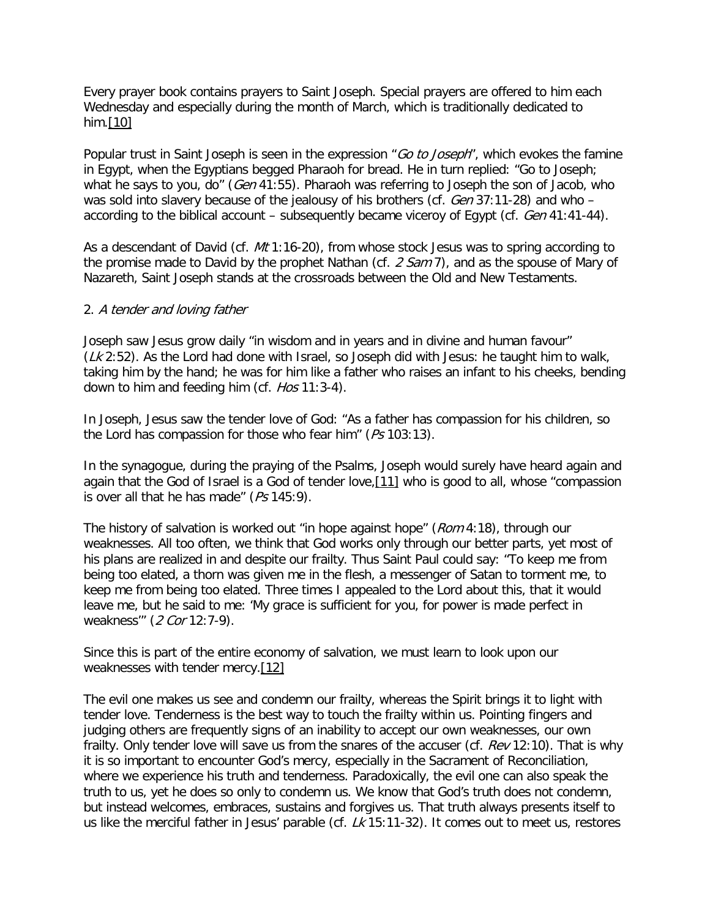Every prayer book contains prayers to Saint Joseph. Special prayers are offered to him each Wednesday and especially during the month of March, which is traditionally dedicated to him.[10]

Popular trust in Saint Joseph is seen in the expression "*Go to Joseph*", which evokes the famine in Egypt, when the Egyptians begged Pharaoh for bread. He in turn replied: "Go to Joseph; what he says to you, do" (*Gen* 41:55). Pharaoh was referring to Joseph the son of Jacob, who was sold into slavery because of the jealousy of his brothers (cf. *Gen* 37:11-28) and who – according to the biblical account – subsequently became viceroy of Egypt (cf. *Gen* 41:41-44).

As a descendant of David (cf. *Mt* 1:16-20), from whose stock Jesus was to spring according to the promise made to David by the prophet Nathan (cf. *2 Sam* 7), and as the spouse of Mary of Nazareth, Saint Joseph stands at the crossroads between the Old and New Testaments.

## 2. *A tender and loving father*

Joseph saw Jesus grow daily "in wisdom and in years and in divine and human favour" (*Lk* 2:52). As the Lord had done with Israel, so Joseph did with Jesus: he taught him to walk, taking him by the hand; he was for him like a father who raises an infant to his cheeks, bending down to him and feeding him (cf. *Hos* 11:3-4).

In Joseph, Jesus saw the tender love of God: "As a father has compassion for his children, so the Lord has compassion for those who fear him" (*Ps* 103:13).

In the synagogue, during the praying of the Psalms, Joseph would surely have heard again and again that the God of Israel is a God of tender love,[11] who is good to all, whose "compassion is over all that he has made" (*Ps* 145:9).

The history of salvation is worked out "in hope against hope" (*Rom* 4:18), through our weaknesses. All too often, we think that God works only through our better parts, yet most of his plans are realized in and despite our frailty. Thus Saint Paul could say: "To keep me from being too elated, a thorn was given me in the flesh, a messenger of Satan to torment me, to keep me from being too elated. Three times I appealed to the Lord about this, that it would leave me, but he said to me: 'My grace is sufficient for you, for power is made perfect in weakness'" (*2 Cor* 12:7-9).

Since this is part of the entire economy of salvation, we must learn to look upon our weaknesses with tender mercy.[12]

The evil one makes us see and condemn our frailty, whereas the Spirit brings it to light with tender love. Tenderness is the best way to touch the frailty within us. Pointing fingers and judging others are frequently signs of an inability to accept our own weaknesses, our own frailty. Only tender love will save us from the snares of the accuser (cf. *Rev* 12:10). That is why it is so important to encounter God's mercy, especially in the Sacrament of Reconciliation, where we experience his truth and tenderness. Paradoxically, the evil one can also speak the truth to us, yet he does so only to condemn us. We know that God's truth does not condemn, but instead welcomes, embraces, sustains and forgives us. That truth always presents itself to us like the merciful father in Jesus' parable (cf. *Lk* 15:11-32). It comes out to meet us, restores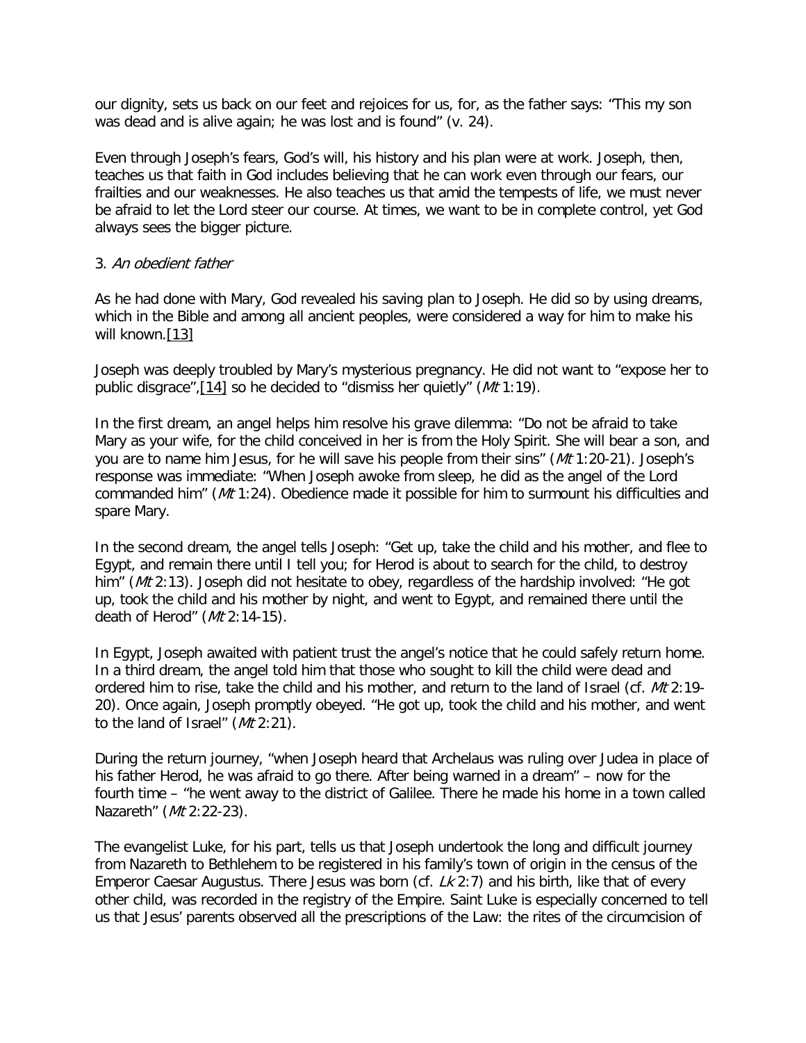our dignity, sets us back on our feet and rejoices for us, for, as the father says: "This my son was dead and is alive again; he was lost and is found" (v. 24).

Even through Joseph's fears, God's will, his history and his plan were at work. Joseph, then, teaches us that faith in God includes believing that he can work even through our fears, our frailties and our weaknesses. He also teaches us that amid the tempests of life, we must never be afraid to let the Lord steer our course. At times, we want to be in complete control, yet God always sees the bigger picture.

### 3. *An obedient father*

As he had done with Mary, God revealed his saving plan to Joseph. He did so by using dreams, which in the Bible and among all ancient peoples, were considered a way for him to make his will known.[13]

Joseph was deeply troubled by Mary's mysterious pregnancy. He did not want to "expose her to public disgrace",[14] so he decided to "dismiss her quietly" (*Mt* 1:19).

In the first dream, an angel helps him resolve his grave dilemma: "Do not be afraid to take Mary as your wife, for the child conceived in her is from the Holy Spirit. She will bear a son, and you are to name him Jesus, for he will save his people from their sins" (*Mt* 1:20-21). Joseph's response was immediate: "When Joseph awoke from sleep, he did as the angel of the Lord commanded him" (*Mt* 1:24). Obedience made it possible for him to surmount his difficulties and spare Mary.

In the second dream, the angel tells Joseph: "Get up, take the child and his mother, and flee to Egypt, and remain there until I tell you; for Herod is about to search for the child, to destroy him" (*Mt* 2:13). Joseph did not hesitate to obey, regardless of the hardship involved: "He got up, took the child and his mother by night, and went to Egypt, and remained there until the death of Herod" (*Mt* 2:14-15).

In Egypt, Joseph awaited with patient trust the angel's notice that he could safely return home. In a third dream, the angel told him that those who sought to kill the child were dead and ordered him to rise, take the child and his mother, and return to the land of Israel (cf. *Mt* 2:19-20). Once again, Joseph promptly obeyed. "He got up, took the child and his mother, and went to the land of Israel" (*Mt* 2:21).

During the return journey, "when Joseph heard that Archelaus was ruling over Judea in place of his father Herod, he was afraid to go there. After being warned in a dream" – now for the fourth time – "he went away to the district of Galilee. There he made his home in a town called Nazareth" (*Mt* 2:22-23).

The evangelist Luke, for his part, tells us that Joseph undertook the long and difficult journey from Nazareth to Bethlehem to be registered in his family's town of origin in the census of the Emperor Caesar Augustus. There Jesus was born (cf. *Lk* 2:7) and his birth, like that of every other child, was recorded in the registry of the Empire. Saint Luke is especially concerned to tell us that Jesus' parents observed all the prescriptions of the Law: the rites of the circumcision of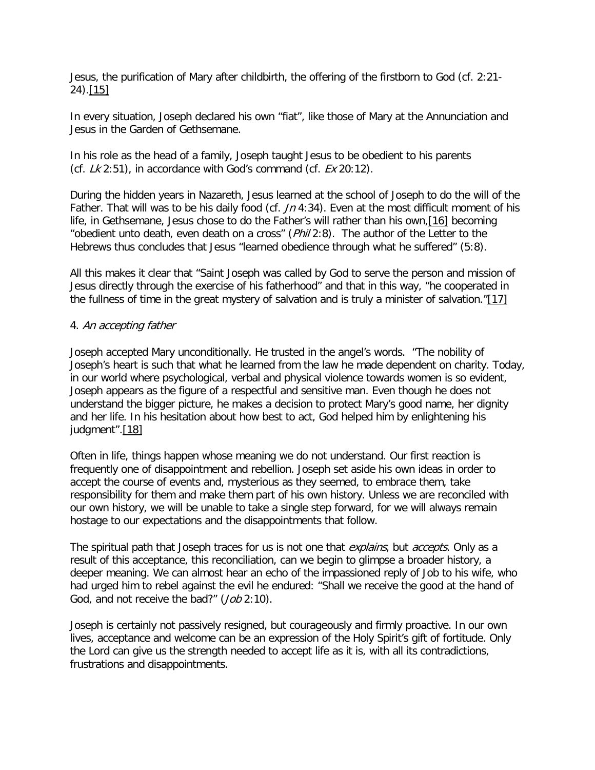Jesus, the purification of Mary after childbirth, the offering of the firstborn to God (cf. 2:21-24).[15]

In every situation, Joseph declared his own "fiat", like those of Mary at the Annunciation and Jesus in the Garden of Gethsemane.

In his role as the head of a family, Joseph taught Jesus to be obedient to his parents (cf. *Lk* 2:51), in accordance with God's command (cf. *Ex* 20:12).

During the hidden years in Nazareth, Jesus learned at the school of Joseph to do the will of the Father. That will was to be his daily food (cf. *Jn* 4:34). Even at the most difficult moment of his life, in Gethsemane, Jesus chose to do the Father's will rather than his own,[16] becoming "obedient unto death, even death on a cross" (*Phil* 2:8). The author of the Letter to the Hebrews thus concludes that Jesus "learned obedience through what he suffered" (5:8).

All this makes it clear that "Saint Joseph was called by God to serve the person and mission of Jesus directly through the exercise of his fatherhood" and that in this way, "he cooperated in the fullness of time in the great mystery of salvation and is truly a minister of salvation."[17]

4. *An accepting father*

Joseph accepted Mary unconditionally. He trusted in the angel's words. "The nobility of Joseph's heart is such that what he learned from the law he made dependent on charity. Today, in our world where psychological, verbal and physical violence towards women is so evident, Joseph appears as the figure of a respectful and sensitive man. Even though he does not understand the bigger picture, he makes a decision to protect Mary's good name, her dignity and her life. In his hesitation about how best to act, God helped him by enlightening his judgment".[18]

Often in life, things happen whose meaning we do not understand. Our first reaction is frequently one of disappointment and rebellion. Joseph set aside his own ideas in order to accept the course of events and, mysterious as they seemed, to embrace them, take responsibility for them and make them part of his own history. Unless we are reconciled with our own history, we will be unable to take a single step forward, for we will always remain hostage to our expectations and the disappointments that follow.

The spiritual path that Joseph traces for us is not one that *explains*, but *accepts*. Only as a result of this acceptance, this reconciliation, can we begin to glimpse a broader history, a deeper meaning. We can almost hear an echo of the impassioned reply of Job to his wife, who had urged him to rebel against the evil he endured: "Shall we receive the good at the hand of God, and not receive the bad?" (*Job* 2:10).

Joseph is certainly not passively resigned, but courageously and firmly proactive. In our own lives, acceptance and welcome can be an expression of the Holy Spirit's gift of fortitude. Only the Lord can give us the strength needed to accept life as it is, with all its contradictions, frustrations and disappointments.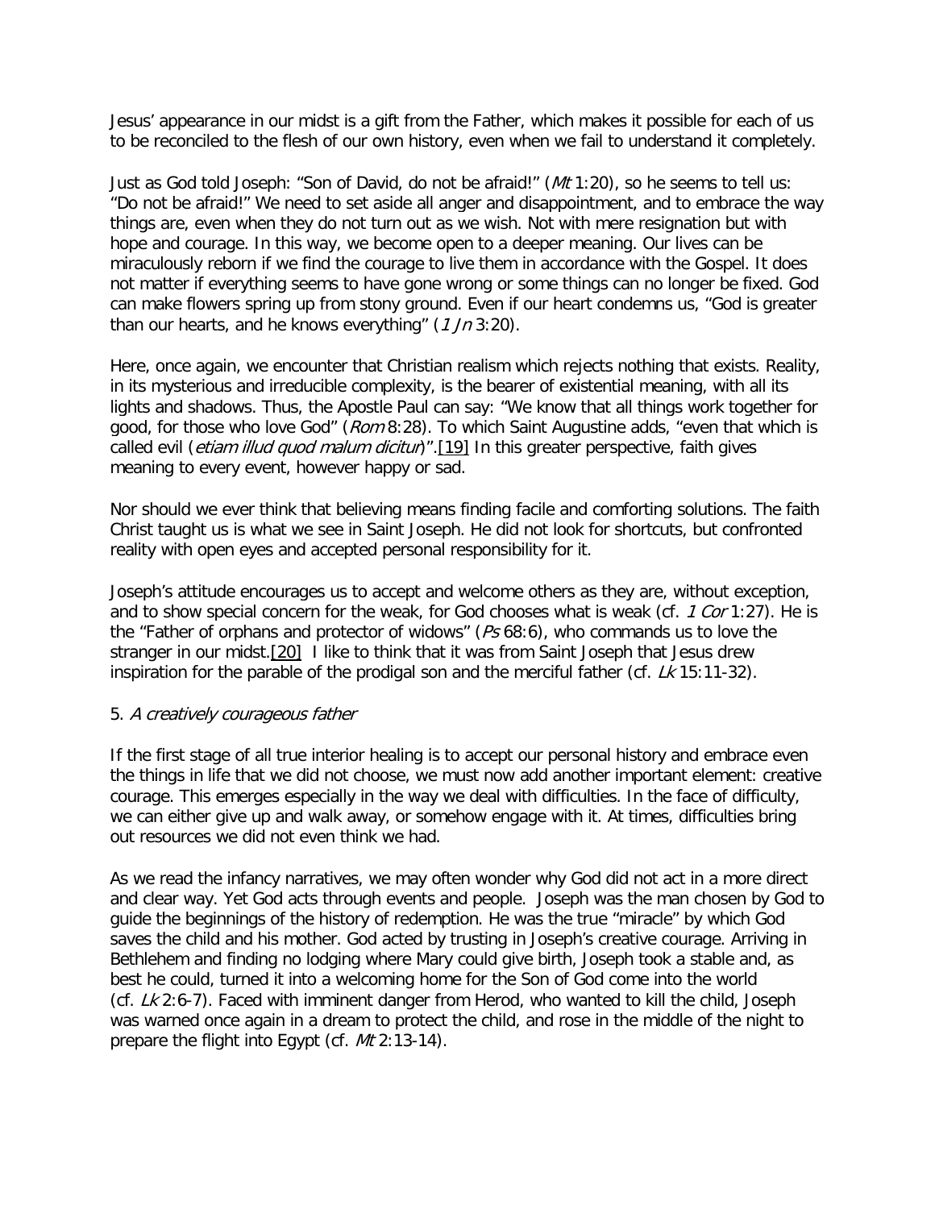Jesus' appearance in our midst is a gift from the Father, which makes it possible for each of us to be reconciled to the flesh of our own history, even when we fail to understand it completely.

Just as God told Joseph: "Son of David, do not be afraid!" (*Mt* 1:20), so he seems to tell us: "Do not be afraid!" We need to set aside all anger and disappointment, and to embrace the way things are, even when they do not turn out as we wish. Not with mere resignation but with hope and courage. In this way, we become open to a deeper meaning. Our lives can be miraculously reborn if we find the courage to live them in accordance with the Gospel. It does not matter if everything seems to have gone wrong or some things can no longer be fixed. God can make flowers spring up from stony ground. Even if our heart condemns us, "God is greater than our hearts, and he knows everything" (*1 Jn* 3:20).

Here, once again, we encounter that Christian realism which rejects nothing that exists. Reality, in its mysterious and irreducible complexity, is the bearer of existential meaning, with all its lights and shadows. Thus, the Apostle Paul can say: "We know that all things work together for good, for those who love God" (*Rom* 8:28). To which Saint Augustine adds, "even that which is called evil (*etiam illud quod malum dicitur*)".[19] In this greater perspective, faith gives meaning to every event, however happy or sad.

Nor should we ever think that believing means finding facile and comforting solutions. The faith Christ taught us is what we see in Saint Joseph. He did not look for shortcuts, but confronted reality with open eyes and accepted personal responsibility for it.

Joseph's attitude encourages us to accept and welcome others as they are, without exception, and to show special concern for the weak, for God chooses what is weak (cf. *1 Cor* 1:27). He is the "Father of orphans and protector of widows" (*Ps* 68:6), who commands us to love the stranger in our midst.[20] I like to think that it was from Saint Joseph that Jesus drew inspiration for the parable of the prodigal son and the merciful father (cf. *Lk* 15:11-32).

5. *A creatively courageous father*

If the first stage of all true interior healing is to accept our personal history and embrace even the things in life that we did not choose, we must now add another important element: creative courage. This emerges especially in the way we deal with difficulties. In the face of difficulty, we can either give up and walk away, or somehow engage with it. At times, difficulties bring out resources we did not even think we had.

As we read the infancy narratives, we may often wonder why God did not act in a more direct and clear way. Yet God acts through events and people. Joseph was the man chosen by God to guide the beginnings of the history of redemption. He was the true "miracle" by which God saves the child and his mother. God acted by trusting in Joseph's creative courage. Arriving in Bethlehem and finding no lodging where Mary could give birth, Joseph took a stable and, as best he could, turned it into a welcoming home for the Son of God come into the world (cf. *Lk* 2:6-7). Faced with imminent danger from Herod, who wanted to kill the child, Joseph was warned once again in a dream to protect the child, and rose in the middle of the night to prepare the flight into Egypt (cf. *Mt* 2:13-14).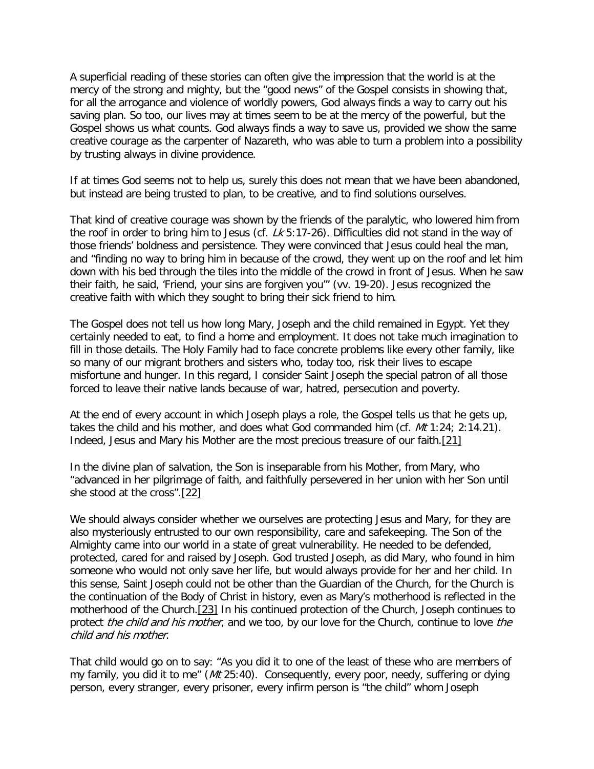A superficial reading of these stories can often give the impression that the world is at the mercy of the strong and mighty, but the "good news" of the Gospel consists in showing that, for all the arrogance and violence of worldly powers, God always finds a way to carry out his saving plan. So too, our lives may at times seem to be at the mercy of the powerful, but the Gospel shows us what counts. God always finds a way to save us, provided we show the same creative courage as the carpenter of Nazareth, who was able to turn a problem into a possibility by trusting always in divine providence.

If at times God seems not to help us, surely this does not mean that we have been abandoned, but instead are being trusted to plan, to be creative, and to find solutions ourselves.

That kind of creative courage was shown by the friends of the paralytic, who lowered him from the roof in order to bring him to Jesus (cf. *Lk* 5:17-26). Difficulties did not stand in the way of those friends' boldness and persistence. They were convinced that Jesus could heal the man, and "finding no way to bring him in because of the crowd, they went up on the roof and let him down with his bed through the tiles into the middle of the crowd in front of Jesus. When he saw their faith, he said, 'Friend, your sins are forgiven you'" (vv. 19-20). Jesus recognized the creative faith with which they sought to bring their sick friend to him.

The Gospel does not tell us how long Mary, Joseph and the child remained in Egypt. Yet they certainly needed to eat, to find a home and employment. It does not take much imagination to fill in those details. The Holy Family had to face concrete problems like every other family, like so many of our migrant brothers and sisters who, today too, risk their lives to escape misfortune and hunger. In this regard, I consider Saint Joseph the special patron of all those forced to leave their native lands because of war, hatred, persecution and poverty.

At the end of every account in which Joseph plays a role, the Gospel tells us that he gets up, takes the child and his mother, and does what God commanded him (cf. *Mt* 1:24; 2:14.21). Indeed, Jesus and Mary his Mother are the most precious treasure of our faith.[21]

In the divine plan of salvation, the Son is inseparable from his Mother, from Mary, who "advanced in her pilgrimage of faith, and faithfully persevered in her union with her Son until she stood at the cross".[22]

We should always consider whether we ourselves are protecting Jesus and Mary, for they are also mysteriously entrusted to our own responsibility, care and safekeeping. The Son of the Almighty came into our world in a state of great vulnerability. He needed to be defended, protected, cared for and raised by Joseph. God trusted Joseph, as did Mary, who found in him someone who would not only save her life, but would always provide for her and her child. In this sense, Saint Joseph could not be other than the Guardian of the Church, for the Church is the continuation of the Body of Christ in history, even as Mary's motherhood is reflected in the motherhood of the Church.[23] In his continued protection of the Church, Joseph continues to protect *the child and his mother*, and we too, by our love for the Church, continue to love *the child and his mother*.

That child would go on to say: "As you did it to one of the least of these who are members of my family, you did it to me" (*Mt* 25:40). Consequently, every poor, needy, suffering or dying person, every stranger, every prisoner, every infirm person is "the child" whom Joseph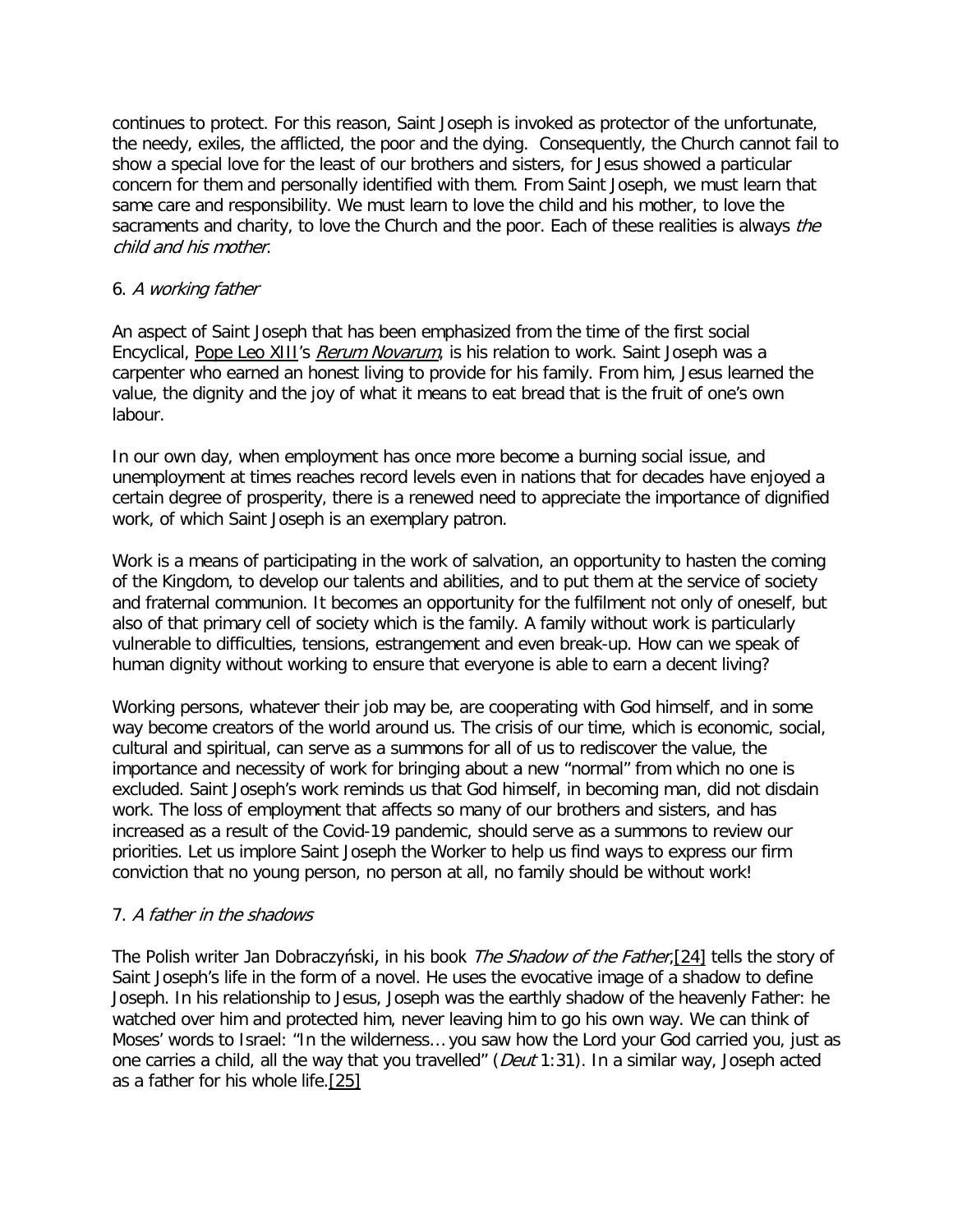continues to protect. For this reason, Saint Joseph is invoked as protector of the unfortunate, the needy, exiles, the afflicted, the poor and the dying. Consequently, the Church cannot fail to show a special love for the least of our brothers and sisters, for Jesus showed a particular concern for them and personally identified with them. From Saint Joseph, we must learn that same care and responsibility. We must learn to love the child and his mother, to love the sacraments and charity, to love the Church and the poor. Each of these realities is always *the child and his mother*.

6. *A working father*

An aspect of Saint Joseph that has been emphasized from the time of the first social Encyclical, Pope Leo XIII's *Rerum Novarum*, is his relation to work. Saint Joseph was a carpenter who earned an honest living to provide for his family. From him, Jesus learned the value, the dignity and the joy of what it means to eat bread that is the fruit of one's own labour.

In our own day, when employment has once more become a burning social issue, and unemployment at times reaches record levels even in nations that for decades have enjoyed a certain degree of prosperity, there is a renewed need to appreciate the importance of dignified work, of which Saint Joseph is an exemplary patron.

Work is a means of participating in the work of salvation, an opportunity to hasten the coming of the Kingdom, to develop our talents and abilities, and to put them at the service of society and fraternal communion. It becomes an opportunity for the fulfilment not only of oneself, but also of that primary cell of society which is the family. A family without work is particularly vulnerable to difficulties, tensions, estrangement and even break-up. How can we speak of human dignity without working to ensure that everyone is able to earn a decent living?

Working persons, whatever their job may be, are cooperating with God himself, and in some way become creators of the world around us. The crisis of our time, which is economic, social, cultural and spiritual, can serve as a summons for all of us to rediscover the value, the importance and necessity of work for bringing about a new "normal" from which no one is excluded. Saint Joseph's work reminds us that God himself, in becoming man, did not disdain work. The loss of employment that affects so many of our brothers and sisters, and has increased as a result of the Covid-19 pandemic, should serve as a summons to review our priorities. Let us implore Saint Joseph the Worker to help us find ways to express our firm conviction that no young person, no person at all, no family should be without work!

7. *A father in the shadows*

The Polish writer Jan Dobraczyński, in his book *The Shadow of the Father*,[24] tells the story of Saint Joseph's life in the form of a novel. He uses the evocative image of a shadow to define Joseph. In his relationship to Jesus, Joseph was the earthly shadow of the heavenly Father: he watched over him and protected him, never leaving him to go his own way. We can think of Moses' words to Israel: "In the wilderness… you saw how the Lord your God carried you, just as one carries a child, all the way that you travelled" (*Deut* 1:31). In a similar way, Joseph acted as a father for his whole life.[25]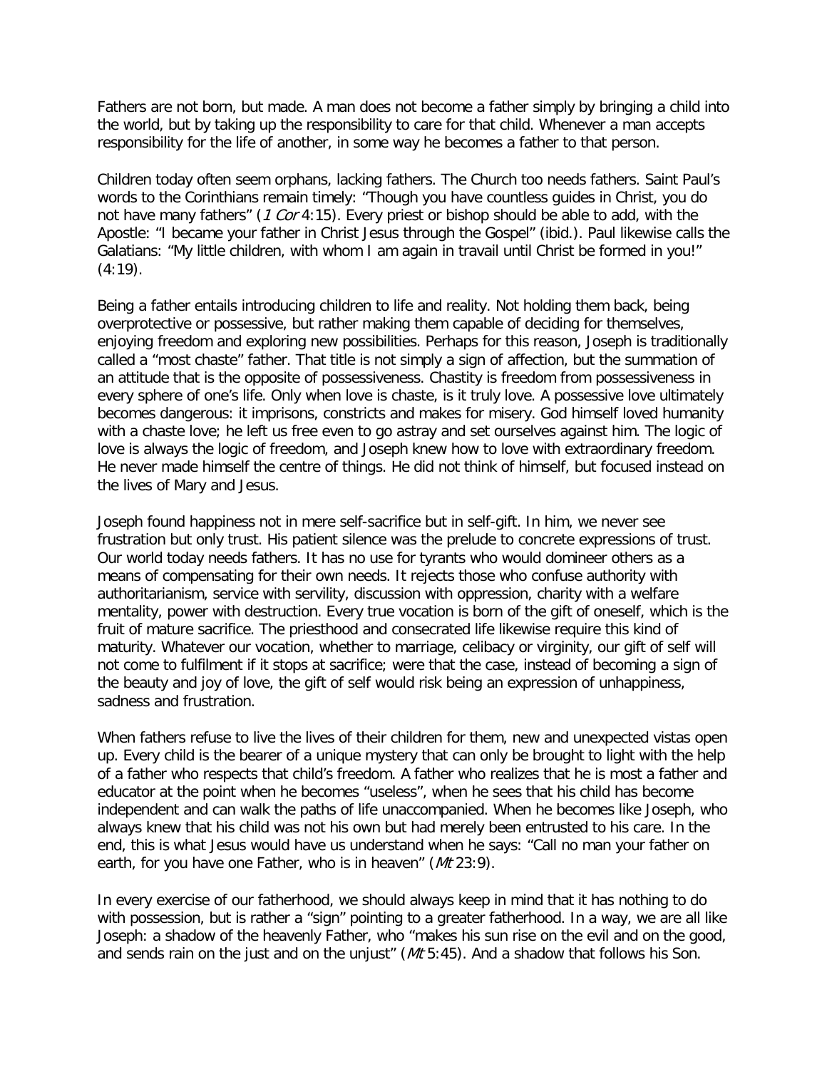Fathers are not born, but made. A man does not become a father simply by bringing a child into the world, but by taking up the responsibility to care for that child. Whenever a man accepts responsibility for the life of another, in some way he becomes a father to that person.

Children today often seem orphans, lacking fathers. The Church too needs fathers. Saint Paul's words to the Corinthians remain timely: "Though you have countless guides in Christ, you do not have many fathers" (*1 Cor* 4:15). Every priest or bishop should be able to add, with the Apostle: "I became your father in Christ Jesus through the Gospel" (ibid.). Paul likewise calls the Galatians: "My little children, with whom I am again in travail until Christ be formed in you!" (4:19).

Being a father entails introducing children to life and reality. Not holding them back, being overprotective or possessive, but rather making them capable of deciding for themselves, enjoying freedom and exploring new possibilities. Perhaps for this reason, Joseph is traditionally called a "most chaste" father. That title is not simply a sign of affection, but the summation of an attitude that is the opposite of possessiveness. Chastity is freedom from possessiveness in every sphere of one's life. Only when love is chaste, is it truly love. A possessive love ultimately becomes dangerous: it imprisons, constricts and makes for misery. God himself loved humanity with a chaste love; he left us free even to go astray and set ourselves against him. The logic of love is always the logic of freedom, and Joseph knew how to love with extraordinary freedom. He never made himself the centre of things. He did not think of himself, but focused instead on the lives of Mary and Jesus.

Joseph found happiness not in mere self-sacrifice but in self-gift. In him, we never see frustration but only trust. His patient silence was the prelude to concrete expressions of trust. Our world today needs fathers. It has no use for tyrants who would domineer others as a means of compensating for their own needs. It rejects those who confuse authority with authoritarianism, service with servility, discussion with oppression, charity with a welfare mentality, power with destruction. Every true vocation is born of the gift of oneself, which is the fruit of mature sacrifice. The priesthood and consecrated life likewise require this kind of maturity. Whatever our vocation, whether to marriage, celibacy or virginity, our gift of self will not come to fulfilment if it stops at sacrifice; were that the case, instead of becoming a sign of the beauty and joy of love, the gift of self would risk being an expression of unhappiness, sadness and frustration.

When fathers refuse to live the lives of their children for them, new and unexpected vistas open up. Every child is the bearer of a unique mystery that can only be brought to light with the help of a father who respects that child's freedom. A father who realizes that he is most a father and educator at the point when he becomes "useless", when he sees that his child has become independent and can walk the paths of life unaccompanied. When he becomes like Joseph, who always knew that his child was not his own but had merely been entrusted to his care. In the end, this is what Jesus would have us understand when he says: "Call no man your father on earth, for you have one Father, who is in heaven" (*Mt* 23:9).

In every exercise of our fatherhood, we should always keep in mind that it has nothing to do with possession, but is rather a "sign" pointing to a greater fatherhood. In a way, we are all like Joseph: a shadow of the heavenly Father, who "makes his sun rise on the evil and on the good, and sends rain on the just and on the unjust" (*Mt* 5:45). And a shadow that follows his Son.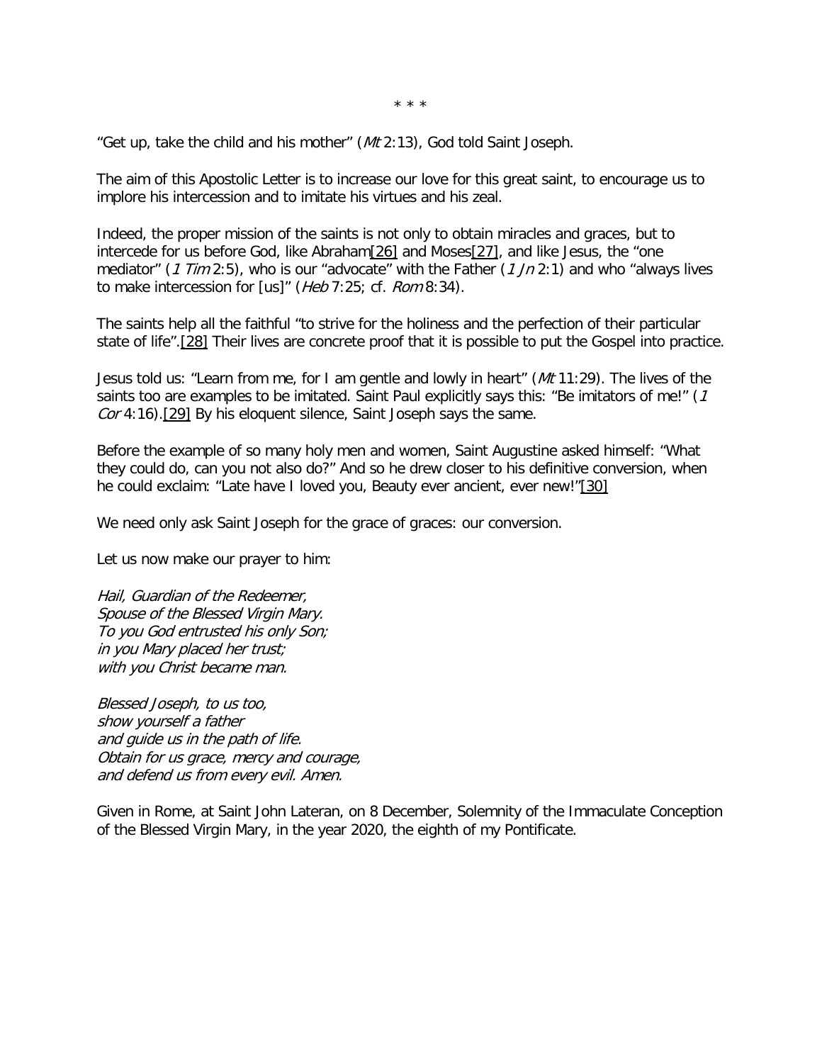\* \* \*

“Get up, take the child and his mother” (*Mt* 2:13), God told Saint Joseph.

The aim of this Apostolic Letter is to increase our love for this great saint, to encourage us to implore his intercession and to imitate his virtues and his zeal.

Indeed, the proper mission of the saints is not only to obtain miracles and graces, but to intercede for us before God, like Abraham[26] and Moses[27], and like Jesus, the “one mediator” (*1 Tim* 2:5), who is our “advocate” with the Father (*1 Jn* 2:1) and who “always lives to make intercession for [us]” (*Heb* 7:25; cf. *Rom* 8:34).

The saints help all the faithful “to strive for the holiness and the perfection of their particular state of life”.[28] Their lives are concrete proof that it is possible to put the Gospel into practice.

Jesus told us: “Learn from me, for I am gentle and lowly in heart” (*Mt* 11:29). The lives of the saints too are examples to be imitated. Saint Paul explicitly says this: “Be imitators of me!” (*1 Cor* 4:16).[29] By his eloquent silence, Saint Joseph says the same.

Before the example of so many holy men and women, Saint Augustine asked himself: “What they could do, can you not also do?” And so he drew closer to his definitive conversion, when he could exclaim: “Late have I loved you, Beauty ever ancient, ever new!”[30]

We need only ask Saint Joseph for the grace of graces: our conversion.

Let us now make our prayer to him:

*Hail, Guardian of the Redeemer,*
*Spouse of the Blessed Virgin Mary.*
*To you God entrusted his only Son;*
*in you Mary placed her trust;*
*with you Christ became man.*

*Blessed Joseph, to us too,*
*show yourself a father*
*and guide us in the path of life.*
*Obtain for us grace, mercy and courage,*
*and defend us from every evil. Amen.*

Given in Rome, at Saint John Lateran, on 8 December, Solemnity of the Immaculate Conception of the Blessed Virgin Mary, in the year 2020, the eighth of my Pontificate.